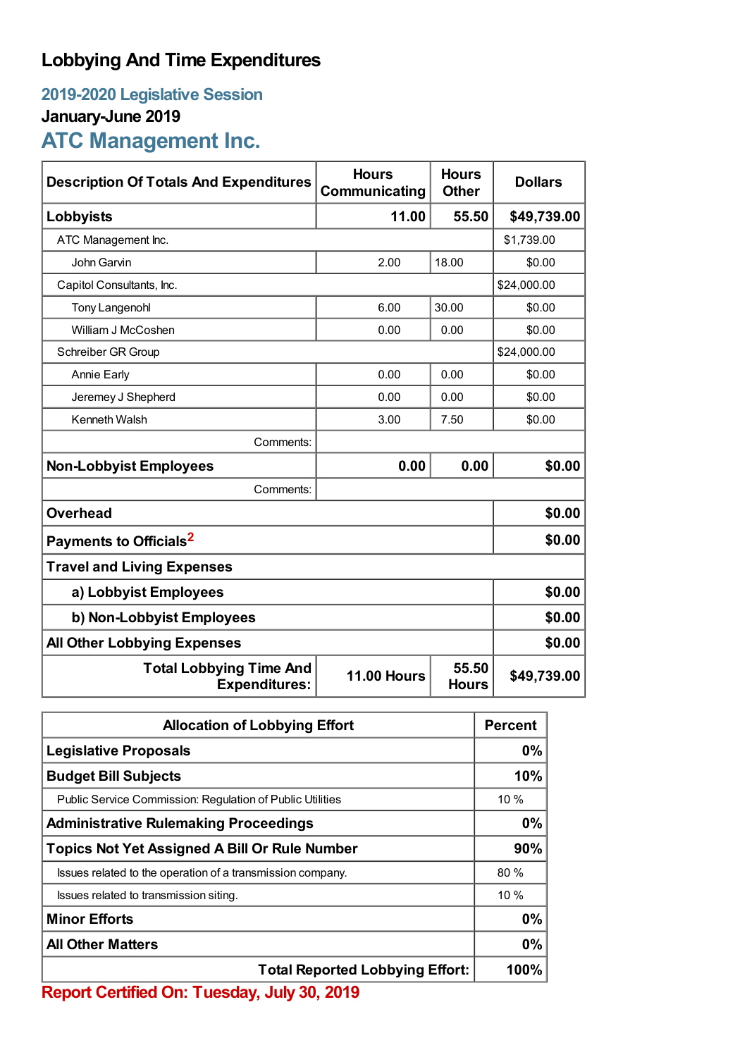# Lobbying And Time Expenditures

## 2019-2020 Legislative Session

### January-June 2019

## ATC Management Inc.

| Description Of Totals And Expenditures | Hours Communicating | Hours Other | Dollars |
|---|---|---|---|
| **Lobbyists** | **11.00** | **55.50** | **$49,739.00** |
| ATC Management Inc. | | | $1,739.00 |
| John Garvin | 2.00 | 18.00 | $0.00 |
| Capitol Consultants, Inc. | | | $24,000.00 |
| Tony Langenohl | 6.00 | 30.00 | $0.00 |
| William J McCoshen | 0.00 | 0.00 | $0.00 |
| Schreiber GR Group | | | $24,000.00 |
| Annie Early | 0.00 | 0.00 | $0.00 |
| Jeremey J Shepherd | 0.00 | 0.00 | $0.00 |
| Kenneth Walsh | 3.00 | 7.50 | $0.00 |
| Comments: | | | |
| **Non-Lobbyist Employees** | **0.00** | **0.00** | **$0.00** |
| Comments: | | | |
| **Overhead** | | | **$0.00** |
| **Payments to Officials**[2] | | | **$0.00** |
| **Travel and Living Expenses** | | | |
| **a) Lobbyist Employees** | | | **$0.00** |
| **b) Non-Lobbyist Employees** | | | **$0.00** |
| **All Other Lobbying Expenses** | | | **$0.00** |
| **Total Lobbying Time And Expenditures:** | **11.00 Hours** | **55.50 Hours** | **$49,739.00** |

| Allocation of Lobbying Effort | Percent |
|---|---|
| **Legislative Proposals** | **0%** |
| **Budget Bill Subjects** | **10%** |
| Public Service Commission: Regulation of Public Utilities | 10 % |
| **Administrative Rulemaking Proceedings** | **0%** |
| **Topics Not Yet Assigned A Bill Or Rule Number** | **90%** |
| Issues related to the operation of a transmission company. | 80 % |
| Issues related to transmission siting. | 10 % |
| **Minor Efforts** | **0%** |
| **All Other Matters** | **0%** |
| **Total Reported Lobbying Effort:** | **100%** |

**Report Certified On: Tuesday, July 30, 2019**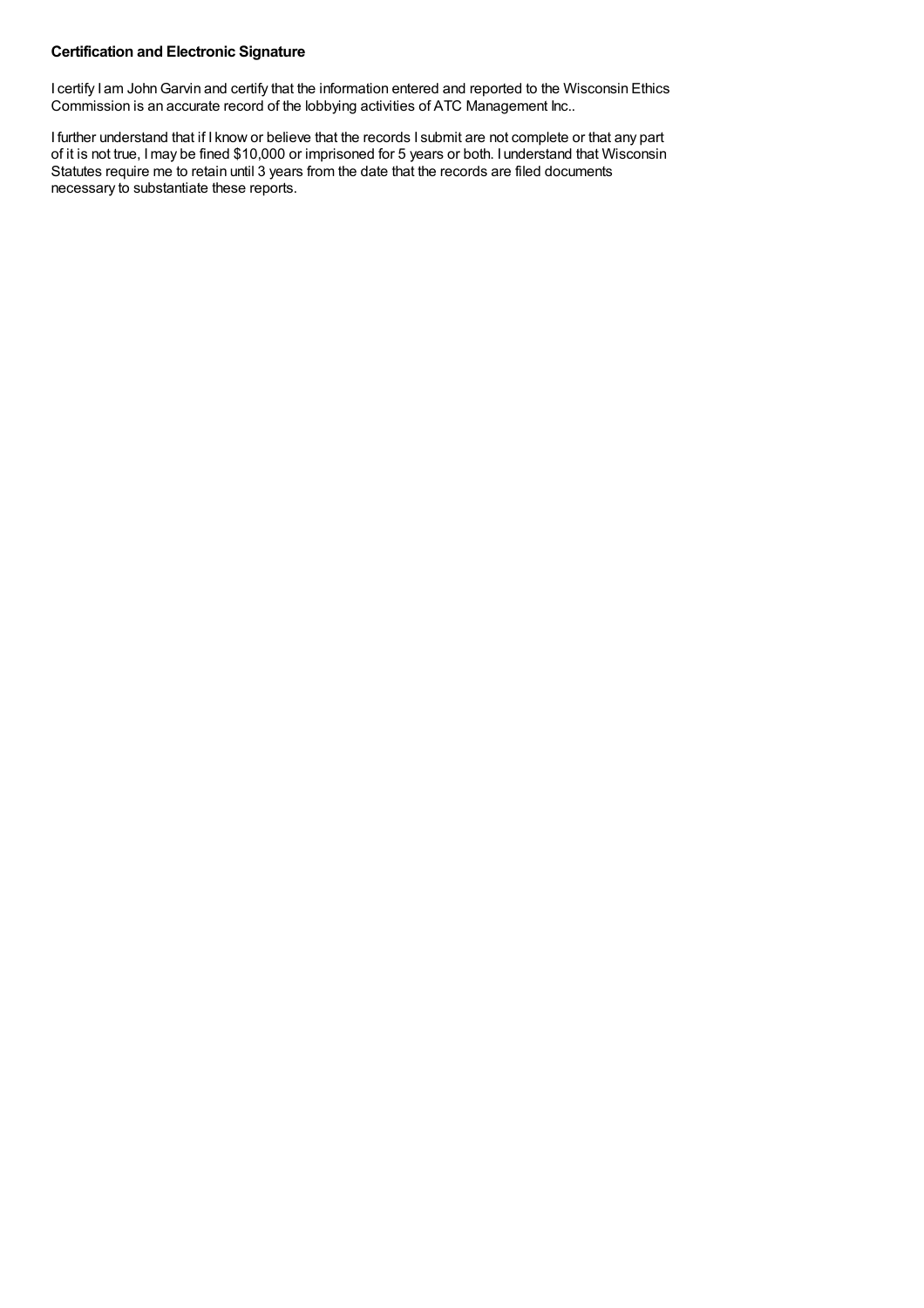**Certification and Electronic Signature**

I certify I am John Garvin and certify that the information entered and reported to the Wisconsin Ethics Commission is an accurate record of the lobbying activities of ATC Management Inc..

I further understand that if I know or believe that the records I submit are not complete or that any part of it is not true, I may be fined $10,000 or imprisoned for 5 years or both. I understand that Wisconsin Statutes require me to retain until 3 years from the date that the records are filed documents necessary to substantiate these reports.